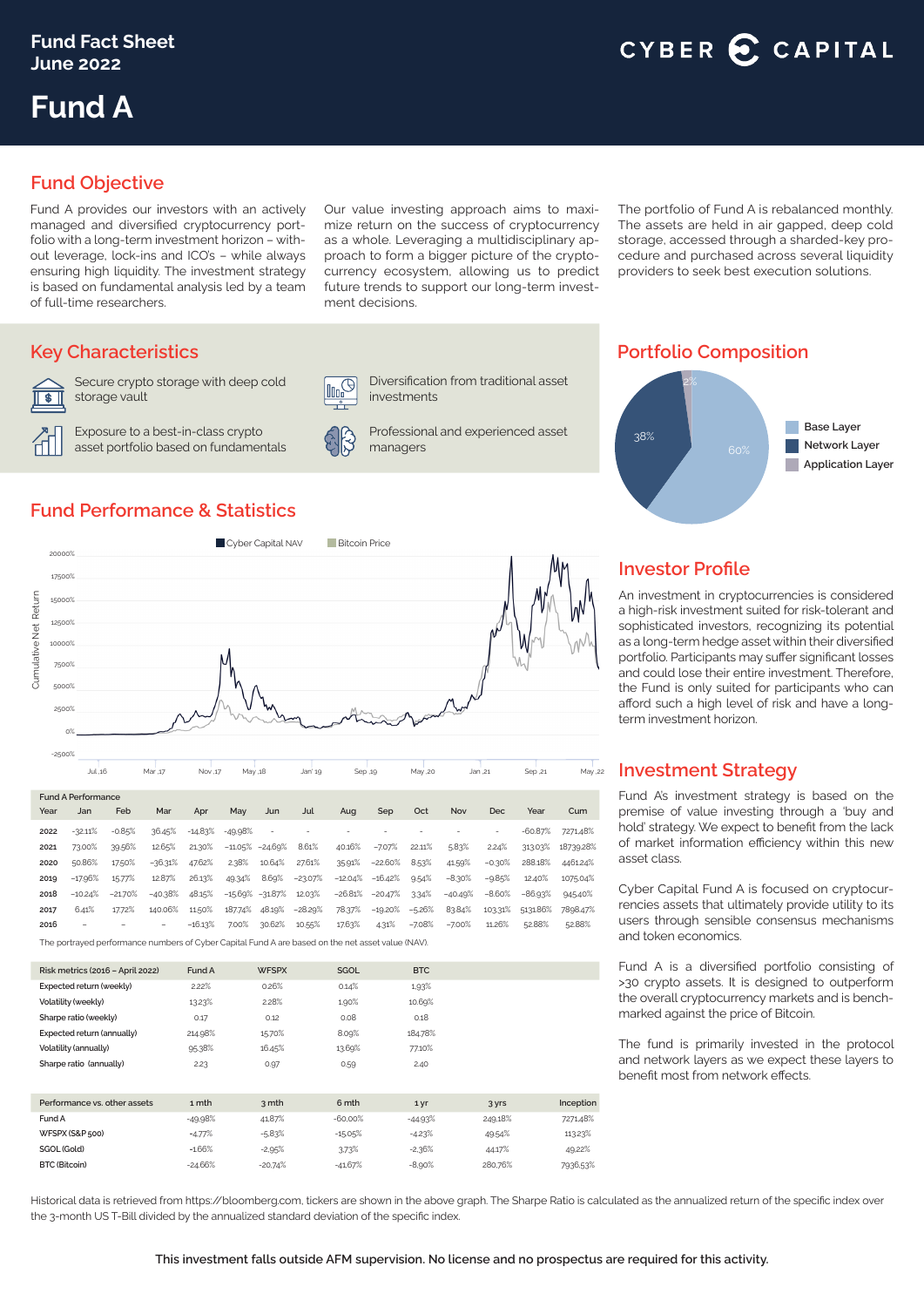Fund Fact Sheet
June 2022

CYBER CAPITAL

# Fund A

## Fund Objective

Fund A provides our investors with an actively managed and diversified cryptocurrency portfolio with a long-term investment horizon – without leverage, lock-ins and ICO's – while always ensuring high liquidity. The investment strategy is based on fundamental analysis led by a team of full-time researchers.

Our value investing approach aims to maximize return on the success of cryptocurrency as a whole. Leveraging a multidisciplinary approach to form a bigger picture of the cryptocurrency ecosystem, allowing us to predict future trends to support our long-term investment decisions.

The portfolio of Fund A is rebalanced monthly. The assets are held in air gapped, deep cold storage, accessed through a sharded-key procedure and purchased across several liquidity providers to seek best execution solutions.

## Key Characteristics

- Secure crypto storage with deep cold storage vault
- Diversification from traditional asset investments
- Exposure to a best-in-class crypto asset portfolio based on fundamentals
- Professional and experienced asset managers

## Portfolio Composition

- Base Layer: 60%
- Network Layer: 38%
- Application Layer: 2%

## Fund Performance & Statistics

Cyber Capital NAV / Bitcoin Price (Cumulative Net Return, Jul 16 – May 22)

Fund A Performance

| Year | Jan | Feb | Mar | Apr | May | Jun | Jul | Aug | Sep | Oct | Nov | Dec | Year | Cum |
|---|---|---|---|---|---|---|---|---|---|---|---|---|---|---|
| 2022 | -32.11% | -0.85% | 36.45% | -14.83% | -49.98% | - | - | - | - | - | - | - | -60.87% | 7271.48% |
| 2021 | 73.00% | 39.56% | 12.65% | 21.30% | -11.05% | -24.69% | 8.61% | 40.16% | -7.07% | 22.11% | 5.83% | 2.24% | 313.03% | 18739.28% |
| 2020 | 50.86% | 17.50% | -36.31% | 47.62% | 2.38% | 10.64% | 27.61% | 35.91% | -22.60% | 8.53% | 41.59% | -0.30% | 288.18% | 4461.24% |
| 2019 | -17.96% | 15.77% | 12.87% | 26.13% | 49.34% | 8.69% | -23.07% | -12.04% | -16.42% | 9.54% | -8.30% | -9.85% | 12.40% | 1075.04% |
| 2018 | -10.24% | -21.70% | -40.38% | 48.15% | -15.69% | -31.87% | 12.03% | -26.81% | -20.47% | 3.34% | -40.49% | -8.60% | -86.93% | 945.40% |
| 2017 | 6.41% | 17.72% | 140.06% | 11.50% | 187.74% | 48.19% | -28.29% | 78.37% | -19.20% | -5.26% | 83.84% | 103.31% | 5131.86% | 7898.47% |
| 2016 | – | – | – | -16.13% | 7.00% | 30.62% | 10.55% | 17.63% | 4.31% | -7.08% | -7.00% | 11.26% | 52.88% | 52.88% |

The portrayed performance numbers of Cyber Capital Fund A are based on the net asset value (NAV).

| Risk metrics (2016 – April 2022) | Fund A | WFSPX | SGOL | BTC |
|---|---|---|---|---|
| Expected return (weekly) | 2.22% | 0.26% | 0.14% | 1.93% |
| Volatility (weekly) | 13.23% | 2.28% | 1.90% | 10.69% |
| Sharpe ratio (weekly) | 0.17 | 0.12 | 0.08 | 0.18 |
| Expected return (annually) | 214.98% | 15.70% | 8.09% | 184.78% |
| Volatility (annually) | 95.38% | 16.45% | 13.69% | 77.10% |
| Sharpe ratio (annually) | 2.23 | 0.97 | 0.59 | 2.40 |

| Performance vs. other assets | 1 mth | 3 mth | 6 mth | 1 yr | 3 yrs | Inception |
|---|---|---|---|---|---|---|
| Fund A | -49.98% | 41.87% | -60.00% | -44.93% | 249.18% | 7271.48% |
| WFSPX (S&P 500) | -4.77% | -5.83% | -15.05% | -4.23% | 49.54% | 113.23% |
| SGOL (Gold) | -1.66% | -2.95% | 3.73% | -2.36% | 44.17% | 49.22% |
| BTC (Bitcoin) | -24.66% | -20.74% | -41.67% | -8.90% | 280.76% | 7936.53% |

Historical data is retrieved from https://bloomberg.com, tickers are shown in the above graph. The Sharpe Ratio is calculated as the annualized return of the specific index over the 3-month US T-Bill divided by the annualized standard deviation of the specific index.

## Investor Profile

An investment in cryptocurrencies is considered a high-risk investment suited for risk-tolerant and sophisticated investors, recognizing its potential as a long-term hedge asset within their diversified portfolio. Participants may suffer significant losses and could lose their entire investment. Therefore, the Fund is only suited for participants who can afford such a high level of risk and have a long-term investment horizon.

## Investment Strategy

Fund A's investment strategy is based on the premise of value investing through a 'buy and hold' strategy. We expect to benefit from the lack of market information efficiency within this new asset class.

Cyber Capital Fund A is focused on cryptocurrencies assets that ultimately provide utility to its users through sensible consensus mechanisms and token economics.

Fund A is a diversified portfolio consisting of >30 crypto assets. It is designed to outperform the overall cryptocurrency markets and is benchmarked against the price of Bitcoin.

The fund is primarily invested in the protocol and network layers as we expect these layers to benefit most from network effects.

**This investment falls outside AFM supervision. No license and no prospectus are required for this activity.**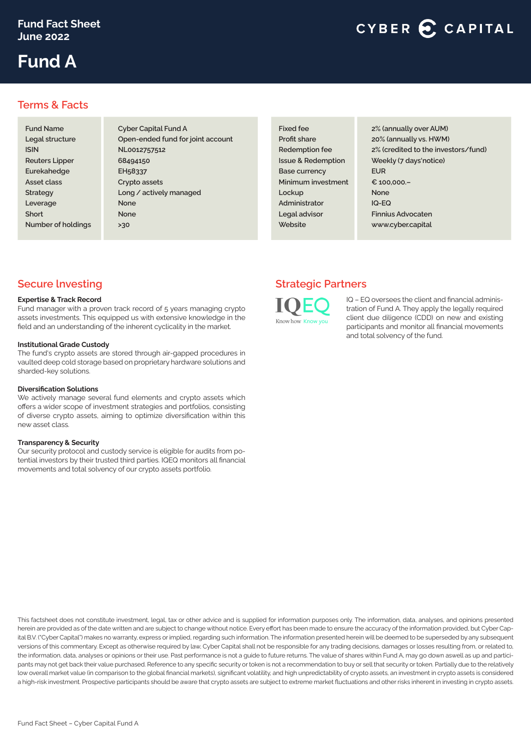Fund Fact Sheet
June 2022

# Fund A

CYBER CAPITAL

## Terms & Facts

| | |
|---|---|
| Fund Name | Cyber Capital Fund A |
| Legal structure | Open-ended fund for joint account |
| ISIN | NL0012757512 |
| Reuters Lipper | 68494150 |
| Eurekahedge | EH58337 |
| Asset class | Crypto assets |
| Strategy | Long / actively managed |
| Leverage | None |
| Short | None |
| Number of holdings | >30 |

| | |
|---|---|
| Fixed fee | 2% (annually over AUM) |
| Profit share | 20% (annually vs. HWM) |
| Redemption fee | 2% (credited to the investors/fund) |
| Issue & Redemption | Weekly (7 days'notice) |
| Base currency | EUR |
| Minimum investment | € 100,000.– |
| Lockup | None |
| Administrator | IQ-EQ |
| Legal advisor | Finnius Advocaten |
| Website | www.cyber.capital |

## Secure Investing

**Expertise & Track Record**
Fund manager with a proven track record of 5 years managing crypto assets investments. This equipped us with extensive knowledge in the field and an understanding of the inherent cyclicality in the market.

**Institutional Grade Custody**
The fund's crypto assets are stored through air-gapped procedures in vaulted deep cold storage based on proprietary hardware solutions and sharded-key solutions.

**Diversification Solutions**
We actively manage several fund elements and crypto assets which offers a wider scope of investment strategies and portfolios, consisting of diverse crypto assets, aiming to optimize diversification within this new asset class.

**Transparency & Security**
Our security protocol and custody service is eligible for audits from potential investors by their trusted third parties. IQEQ monitors all financial movements and total solvency of our crypto assets portfolio.

## Strategic Partners

IQEQ
Know how Know you

IQ – EQ oversees the client and financial administration of Fund A. They apply the legally required client due diligence (CDD) on new and existing participants and monitor all financial movements and total solvency of the fund.

This factsheet does not constitute investment, legal, tax or other advice and is supplied for information purposes only. The information, data, analyses, and opinions presented herein are provided as of the date written and are subject to change without notice. Every effort has been made to ensure the accuracy of the information provided, but Cyber Capital B.V. ("Cyber Capital") makes no warranty, express or implied, regarding such information. The information presented herein will be deemed to be superseded by any subsequent versions of this commentary. Except as otherwise required by law, Cyber Capital shall not be responsible for any trading decisions, damages or losses resulting from, or related to, the information, data, analyses or opinions or their use. Past performance is not a guide to future returns. The value of shares within Fund A, may go down aswell as up and participants may not get back their value purchased. Reference to any specific security or token is not a recommendation to buy or sell that security or token. Partially due to the relatively low overall market value (in comparison to the global financial markets), significant volatility, and high unpredictability of crypto assets, an investment in crypto assets is considered a high-risk investment. Prospective participants should be aware that crypto assets are subject to extreme market fluctuations and other risks inherent in investing in crypto assets.